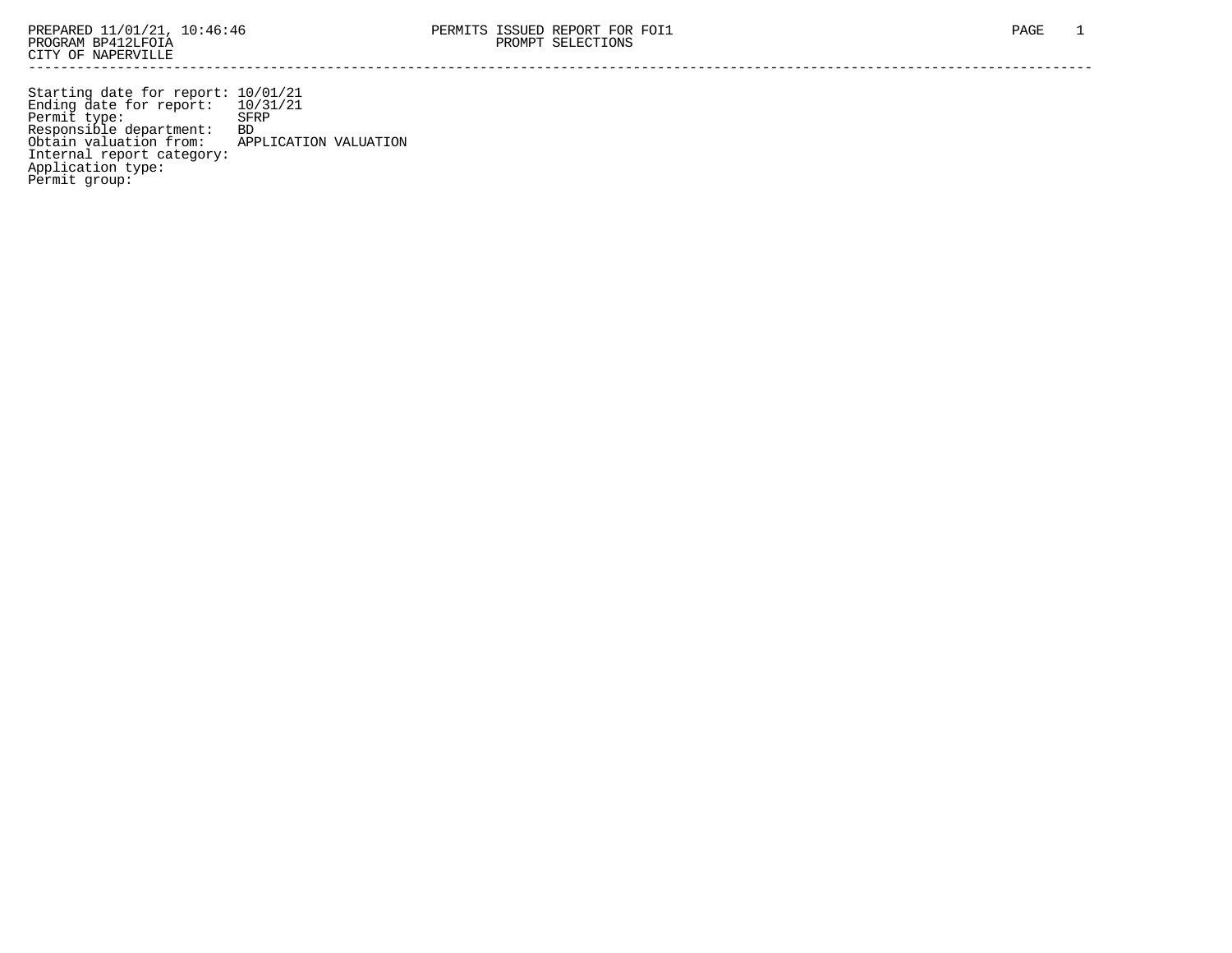PREPARED 11/01/21, 10:46:46
PROGRAM BP412LFOIA
CITY OF NAPERVILLE

PERMITS ISSUED REPORT FOR FOI1
PROMPT SELECTIONS

---

Starting date for report: 10/01/21
Ending date for report: 10/31/21
Permit type: SFRP
Responsible department: BD
Obtain valuation from: APPLICATION VALUATION
Internal report category:
Application type:
Permit group: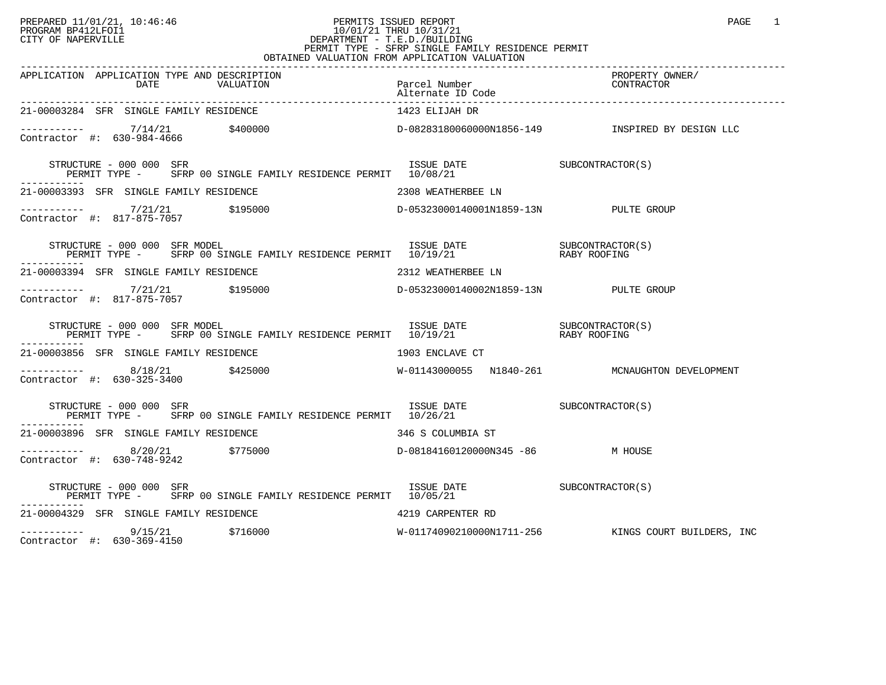PREPARED 11/01/21, 10:46:46
PROGRAM BP412LFOI1
CITY OF NAPERVILLE

PERMITS ISSUED REPORT
10/01/21 THRU 10/31/21
DEPARTMENT - T.E.D./BUILDING
PERMIT TYPE - SFRP SINGLE FAMILY RESIDENCE PERMIT
OBTAINED VALUATION FROM APPLICATION VALUATION

| APPLICATION | APPLICATION TYPE AND DESCRIPTION DATE | VALUATION | Parcel Number Alternate ID Code | PROPERTY OWNER/ CONTRACTOR |
|---|---|---|---|---|
| 21-00003284 | SFR SINGLE FAMILY RESIDENCE | | 1423 ELIJAH DR | |
| ----------- | 7/14/21 | $400000 | D-08283180060000N1856-149 | INSPIRED BY DESIGN LLC |
| Contractor #: 630-984-4666 | | | | |
| STRUCTURE - 000 000 SFR | PERMIT TYPE - SFRP 00 SINGLE FAMILY RESIDENCE PERMIT | | ISSUE DATE 10/08/21 | SUBCONTRACTOR(S) |
| 21-00003393 | SFR SINGLE FAMILY RESIDENCE | | 2308 WEATHERBEE LN | |
| ----------- | 7/21/21 | $195000 | D-05323000140001N1859-13N | PULTE GROUP |
| Contractor #: 817-875-7057 | | | | |
| STRUCTURE - 000 000 SFR MODEL | PERMIT TYPE - SFRP 00 SINGLE FAMILY RESIDENCE PERMIT | | ISSUE DATE 10/19/21 | SUBCONTRACTOR(S) RABY ROOFING |
| 21-00003394 | SFR SINGLE FAMILY RESIDENCE | | 2312 WEATHERBEE LN | |
| ----------- | 7/21/21 | $195000 | D-05323000140002N1859-13N | PULTE GROUP |
| Contractor #: 817-875-7057 | | | | |
| STRUCTURE - 000 000 SFR MODEL | PERMIT TYPE - SFRP 00 SINGLE FAMILY RESIDENCE PERMIT | | ISSUE DATE 10/19/21 | SUBCONTRACTOR(S) RABY ROOFING |
| 21-00003856 | SFR SINGLE FAMILY RESIDENCE | | 1903 ENCLAVE CT | |
| ----------- | 8/18/21 | $425000 | W-01143000055 N1840-261 | MCNAUGHTON DEVELOPMENT |
| Contractor #: 630-325-3400 | | | | |
| STRUCTURE - 000 000 SFR | PERMIT TYPE - SFRP 00 SINGLE FAMILY RESIDENCE PERMIT | | ISSUE DATE 10/26/21 | SUBCONTRACTOR(S) |
| 21-00003896 | SFR SINGLE FAMILY RESIDENCE | | 346 S COLUMBIA ST | |
| ----------- | 8/20/21 | $775000 | D-08184160120000N345 -86 | M HOUSE |
| Contractor #: 630-748-9242 | | | | |
| STRUCTURE - 000 000 SFR | PERMIT TYPE - SFRP 00 SINGLE FAMILY RESIDENCE PERMIT | | ISSUE DATE 10/05/21 | SUBCONTRACTOR(S) |
| 21-00004329 | SFR SINGLE FAMILY RESIDENCE | | 4219 CARPENTER RD | |
| ----------- | 9/15/21 | $716000 | W-01174090210000N1711-256 | KINGS COURT BUILDERS, INC |
| Contractor #: 630-369-4150 | | | | |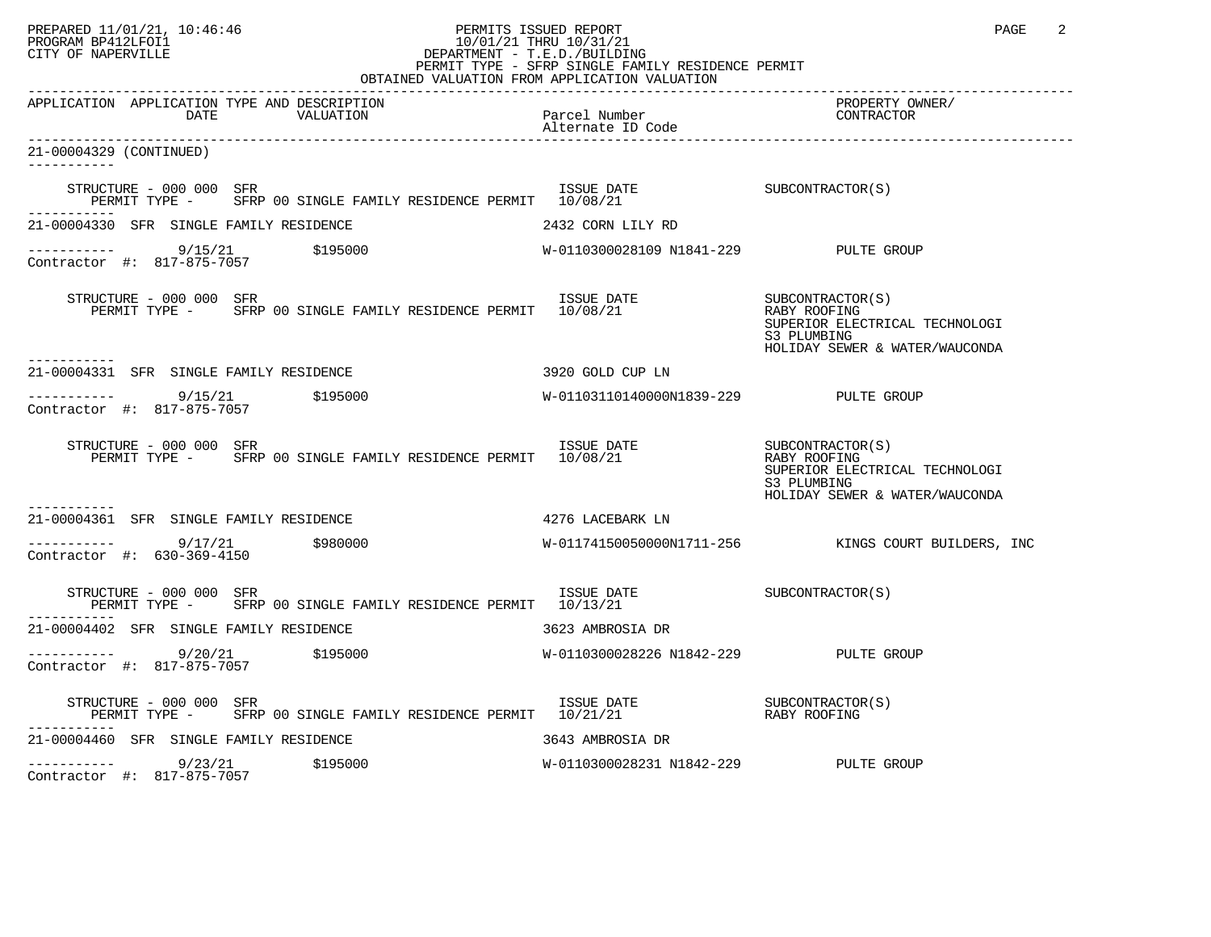PERMITS ISSUED REPORT
10/01/21 THRU 10/31/21
DEPARTMENT - T.E.D./BUILDING
PERMIT TYPE - SFRP SINGLE FAMILY RESIDENCE PERMIT
OBTAINED VALUATION FROM APPLICATION VALUATION

PREPARED 11/01/21, 10:46:46
PROGRAM BP412LFOI1
CITY OF NAPERVILLE

| APPLICATION | APPLICATION TYPE AND DESCRIPTION DATE | VALUATION | Parcel Number Alternate ID Code | PROPERTY OWNER/ CONTRACTOR |
|---|---|---|---|---|

21-00004329 (CONTINUED)

STRUCTURE - 000 000 SFR
PERMIT TYPE - SFRP 00 SINGLE FAMILY RESIDENCE PERMIT — ISSUE DATE 10/08/21 — SUBCONTRACTOR(S)

---

21-00004330 SFR SINGLE FAMILY RESIDENCE — 2432 CORN LILY RD
9/15/21 — $195000 — W-0110300028109 N1841-229 — PULTE GROUP
Contractor #: 817-875-7057

STRUCTURE - 000 000 SFR
PERMIT TYPE - SFRP 00 SINGLE FAMILY RESIDENCE PERMIT — ISSUE DATE 10/08/21
SUBCONTRACTOR(S):
- RABY ROOFING
- SUPERIOR ELECTRICAL TECHNOLOGI
- S3 PLUMBING
- HOLIDAY SEWER & WATER/WAUCONDA

---

21-00004331 SFR SINGLE FAMILY RESIDENCE — 3920 GOLD CUP LN
9/15/21 — $195000 — W-01103110140000N1839-229 — PULTE GROUP
Contractor #: 817-875-7057

STRUCTURE - 000 000 SFR
PERMIT TYPE - SFRP 00 SINGLE FAMILY RESIDENCE PERMIT — ISSUE DATE 10/08/21
SUBCONTRACTOR(S):
- RABY ROOFING
- SUPERIOR ELECTRICAL TECHNOLOGI
- S3 PLUMBING
- HOLIDAY SEWER & WATER/WAUCONDA

---

21-00004361 SFR SINGLE FAMILY RESIDENCE — 4276 LACEBARK LN
9/17/21 — $980000 — W-01174150050000N1711-256 — KINGS COURT BUILDERS, INC
Contractor #: 630-369-4150

STRUCTURE - 000 000 SFR
PERMIT TYPE - SFRP 00 SINGLE FAMILY RESIDENCE PERMIT — ISSUE DATE 10/13/21 — SUBCONTRACTOR(S)

---

21-00004402 SFR SINGLE FAMILY RESIDENCE — 3623 AMBROSIA DR
9/20/21 — $195000 — W-0110300028226 N1842-229 — PULTE GROUP
Contractor #: 817-875-7057

STRUCTURE - 000 000 SFR
PERMIT TYPE - SFRP 00 SINGLE FAMILY RESIDENCE PERMIT — ISSUE DATE 10/21/21
SUBCONTRACTOR(S):
- RABY ROOFING

---

21-00004460 SFR SINGLE FAMILY RESIDENCE — 3643 AMBROSIA DR
9/23/21 — $195000 — W-0110300028231 N1842-229 — PULTE GROUP
Contractor #: 817-875-7057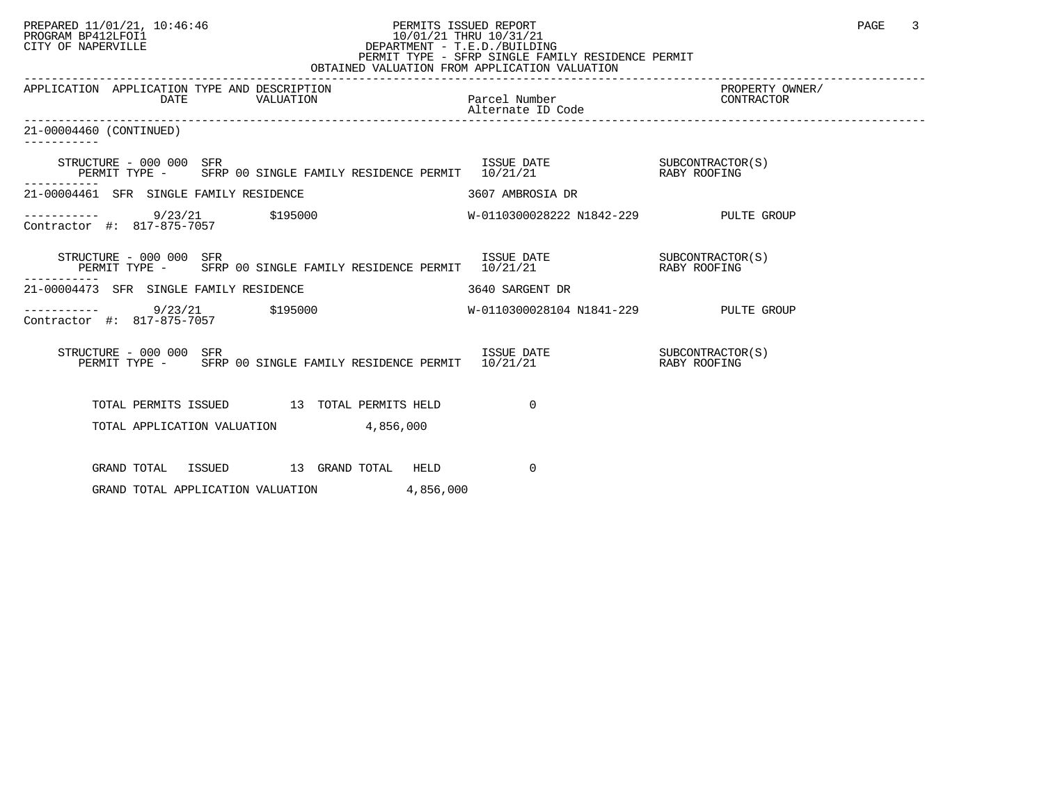PREPARED 11/01/21, 10:46:46
PROGRAM BP412LFOI1
CITY OF NAPERVILLE

PERMITS ISSUED REPORT
10/01/21 THRU 10/31/21
DEPARTMENT - T.E.D./BUILDING
PERMIT TYPE - SFRP SINGLE FAMILY RESIDENCE PERMIT
OBTAINED VALUATION FROM APPLICATION VALUATION

| APPLICATION | APPLICATION TYPE AND DESCRIPTION DATE | VALUATION | Parcel Number / Alternate ID Code | PROPERTY OWNER/ CONTRACTOR |
|---|---|---|---|---|
| 21-00004460 (CONTINUED) | | | | |

STRUCTURE - 000 000 SFR
PERMIT TYPE - SFRP 00 SINGLE FAMILY RESIDENCE PERMIT — ISSUE DATE 10/21/21 — SUBCONTRACTOR(S) RABY ROOFING

21-00004461 SFR SINGLE FAMILY RESIDENCE — 3607 AMBROSIA DR
9/23/21 — $195000 — W-0110300028222 N1842-229 — PULTE GROUP
Contractor #: 817-875-7057

STRUCTURE - 000 000 SFR
PERMIT TYPE - SFRP 00 SINGLE FAMILY RESIDENCE PERMIT — ISSUE DATE 10/21/21 — SUBCONTRACTOR(S) RABY ROOFING

21-00004473 SFR SINGLE FAMILY RESIDENCE — 3640 SARGENT DR
9/23/21 — $195000 — W-0110300028104 N1841-229 — PULTE GROUP
Contractor #: 817-875-7057

STRUCTURE - 000 000 SFR
PERMIT TYPE - SFRP 00 SINGLE FAMILY RESIDENCE PERMIT — ISSUE DATE 10/21/21 — SUBCONTRACTOR(S) RABY ROOFING

TOTAL PERMITS ISSUED 13 TOTAL PERMITS HELD 0

TOTAL APPLICATION VALUATION 4,856,000

GRAND TOTAL ISSUED 13 GRAND TOTAL HELD 0

GRAND TOTAL APPLICATION VALUATION 4,856,000